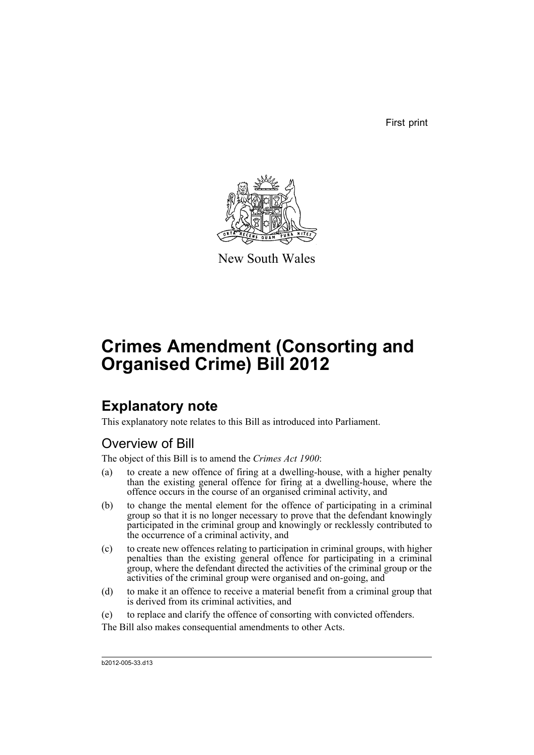First print

New South Wales

# Crimes Amendment (Consorting and Organised Crime) Bill 2012

## Explanatory note

This explanatory note relates to this Bill as introduced into Parliament.

### Overview of Bill

The object of this Bill is to amend the *Crimes Act 1900*:

(a) to create a new offence of firing at a dwelling-house, with a higher penalty than the existing general offence for firing at a dwelling-house, where the offence occurs in the course of an organised criminal activity, and

(b) to change the mental element for the offence of participating in a criminal group so that it is no longer necessary to prove that the defendant knowingly participated in the criminal group and knowingly or recklessly contributed to the occurrence of a criminal activity, and

(c) to create new offences relating to participation in criminal groups, with higher penalties than the existing general offence for participating in a criminal group, where the defendant directed the activities of the criminal group or the activities of the criminal group were organised and on-going, and

(d) to make it an offence to receive a material benefit from a criminal group that is derived from its criminal activities, and

(e) to replace and clarify the offence of consorting with convicted offenders.

The Bill also makes consequential amendments to other Acts.

b2012-005-33.d13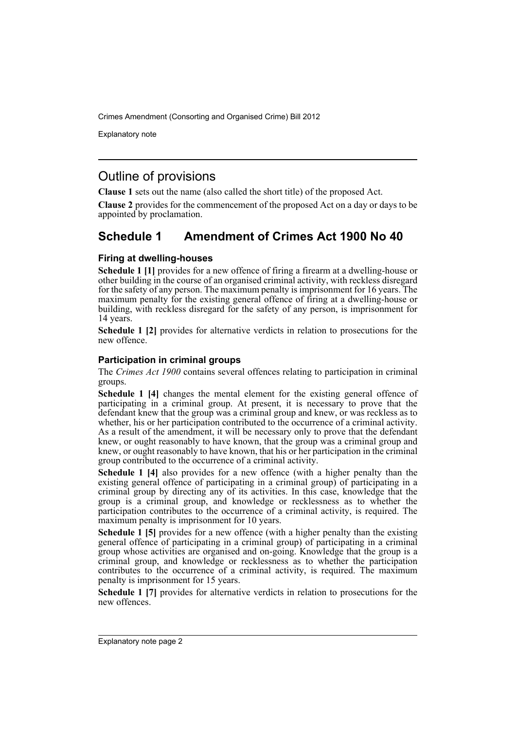## Outline of provisions

**Clause 1** sets out the name (also called the short title) of the proposed Act.

**Clause 2** provides for the commencement of the proposed Act on a day or days to be appointed by proclamation.

## Schedule 1 Amendment of Crimes Act 1900 No 40

### Firing at dwelling-houses

**Schedule 1 [1]** provides for a new offence of firing a firearm at a dwelling-house or other building in the course of an organised criminal activity, with reckless disregard for the safety of any person. The maximum penalty is imprisonment for 16 years. The maximum penalty for the existing general offence of firing at a dwelling-house or building, with reckless disregard for the safety of any person, is imprisonment for 14 years.

**Schedule 1 [2]** provides for alternative verdicts in relation to prosecutions for the new offence.

### Participation in criminal groups

The *Crimes Act 1900* contains several offences relating to participation in criminal groups.

**Schedule 1 [4]** changes the mental element for the existing general offence of participating in a criminal group. At present, it is necessary to prove that the defendant knew that the group was a criminal group and knew, or was reckless as to whether, his or her participation contributed to the occurrence of a criminal activity. As a result of the amendment, it will be necessary only to prove that the defendant knew, or ought reasonably to have known, that the group was a criminal group and knew, or ought reasonably to have known, that his or her participation in the criminal group contributed to the occurrence of a criminal activity.

**Schedule 1 [4]** also provides for a new offence (with a higher penalty than the existing general offence of participating in a criminal group) of participating in a criminal group by directing any of its activities. In this case, knowledge that the group is a criminal group, and knowledge or recklessness as to whether the participation contributes to the occurrence of a criminal activity, is required. The maximum penalty is imprisonment for 10 years.

**Schedule 1 [5]** provides for a new offence (with a higher penalty than the existing general offence of participating in a criminal group) of participating in a criminal group whose activities are organised and on-going. Knowledge that the group is a criminal group, and knowledge or recklessness as to whether the participation contributes to the occurrence of a criminal activity, is required. The maximum penalty is imprisonment for 15 years.

**Schedule 1 [7]** provides for alternative verdicts in relation to prosecutions for the new offences.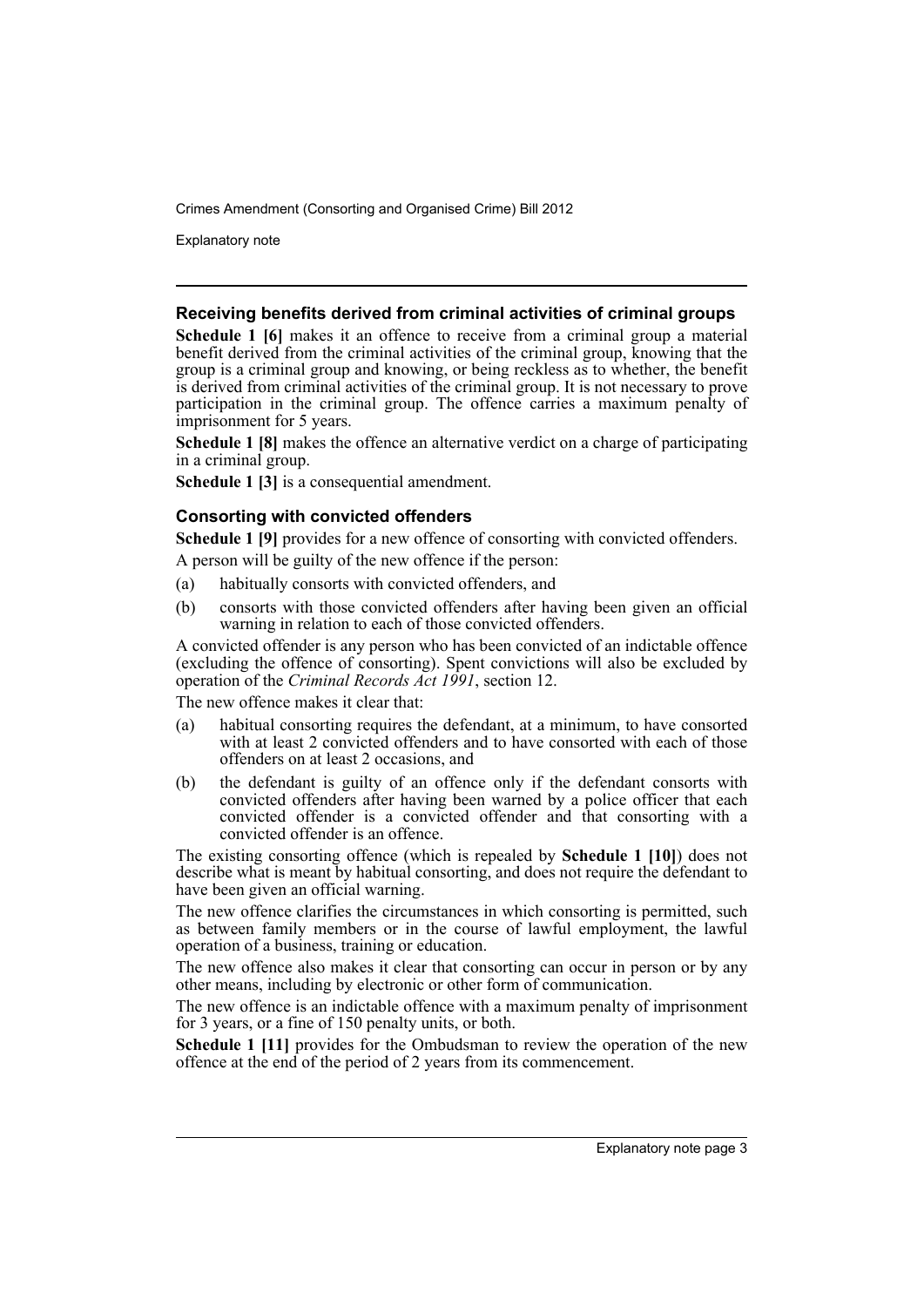### Receiving benefits derived from criminal activities of criminal groups

**Schedule 1 [6]** makes it an offence to receive from a criminal group a material benefit derived from the criminal activities of the criminal group, knowing that the group is a criminal group and knowing, or being reckless as to whether, the benefit is derived from criminal activities of the criminal group. It is not necessary to prove participation in the criminal group. The offence carries a maximum penalty of imprisonment for 5 years.

**Schedule 1 [8]** makes the offence an alternative verdict on a charge of participating in a criminal group.

**Schedule 1 [3]** is a consequential amendment.

### Consorting with convicted offenders

**Schedule 1 [9]** provides for a new offence of consorting with convicted offenders.

A person will be guilty of the new offence if the person:

(a) habitually consorts with convicted offenders, and

(b) consorts with those convicted offenders after having been given an official warning in relation to each of those convicted offenders.

A convicted offender is any person who has been convicted of an indictable offence (excluding the offence of consorting). Spent convictions will also be excluded by operation of the *Criminal Records Act 1991*, section 12.

The new offence makes it clear that:

(a) habitual consorting requires the defendant, at a minimum, to have consorted with at least 2 convicted offenders and to have consorted with each of those offenders on at least 2 occasions, and

(b) the defendant is guilty of an offence only if the defendant consorts with convicted offenders after having been warned by a police officer that each convicted offender is a convicted offender and that consorting with a convicted offender is an offence.

The existing consorting offence (which is repealed by **Schedule 1 [10]**) does not describe what is meant by habitual consorting, and does not require the defendant to have been given an official warning.

The new offence clarifies the circumstances in which consorting is permitted, such as between family members or in the course of lawful employment, the lawful operation of a business, training or education.

The new offence also makes it clear that consorting can occur in person or by any other means, including by electronic or other form of communication.

The new offence is an indictable offence with a maximum penalty of imprisonment for 3 years, or a fine of 150 penalty units, or both.

**Schedule 1 [11]** provides for the Ombudsman to review the operation of the new offence at the end of the period of 2 years from its commencement.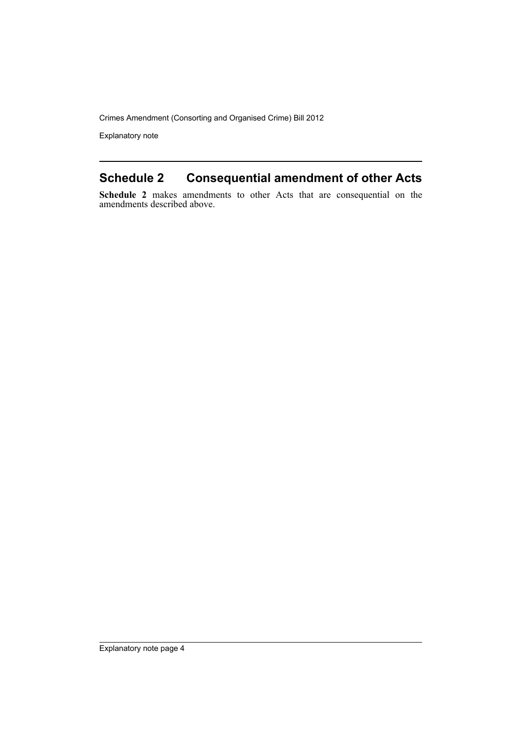## Schedule 2 Consequential amendment of other Acts

**Schedule 2** makes amendments to other Acts that are consequential on the amendments described above.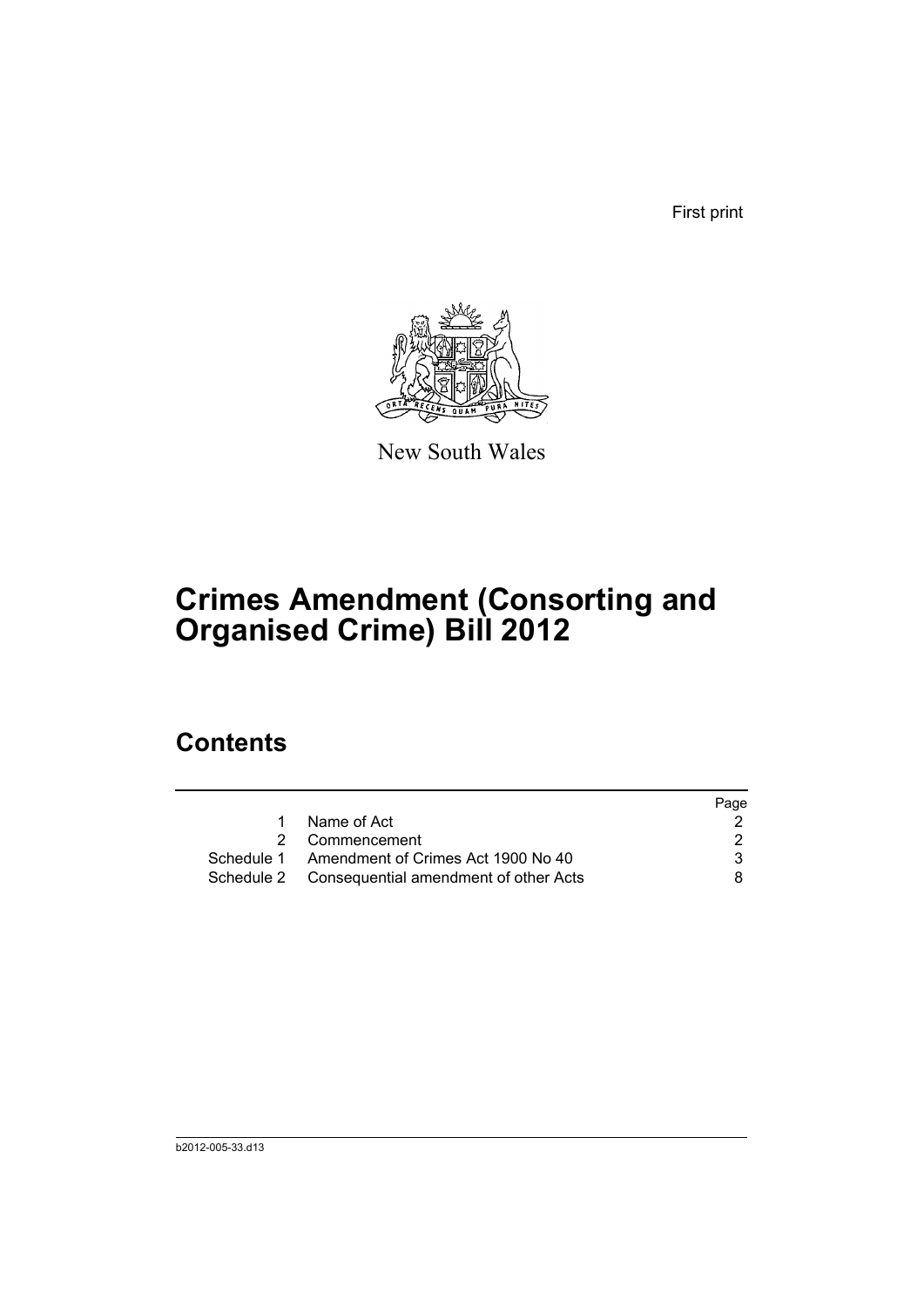First print

New South Wales

# Crimes Amendment (Consorting and Organised Crime) Bill 2012

## Contents

| | | Page |
|---|---|---|
| 1 | Name of Act | 2 |
| 2 | Commencement | 2 |
| Schedule 1 | Amendment of Crimes Act 1900 No 40 | 3 |
| Schedule 2 | Consequential amendment of other Acts | 8 |

b2012-005-33.d13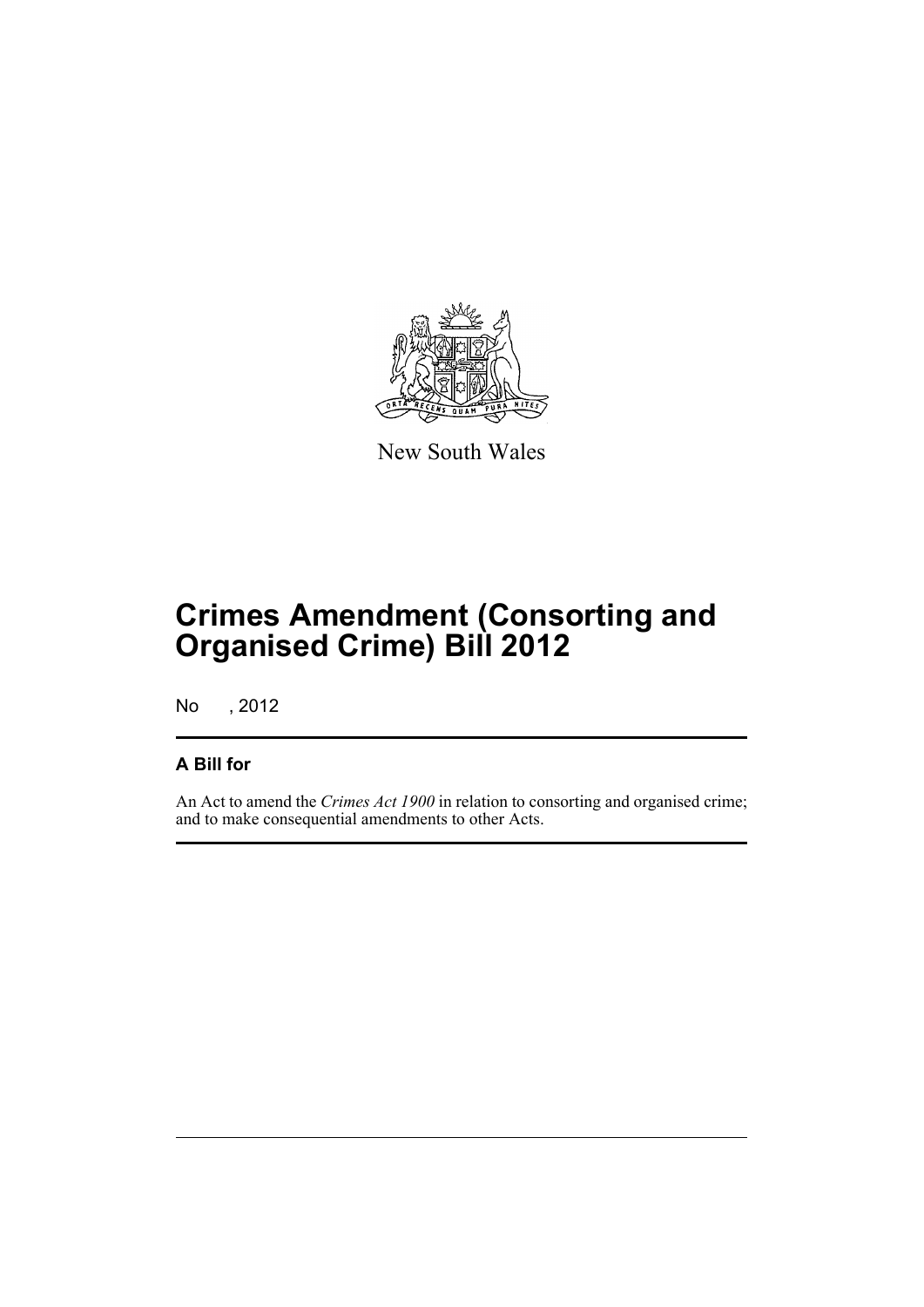New South Wales

# Crimes Amendment (Consorting and Organised Crime) Bill 2012

No , 2012

## A Bill for

An Act to amend the *Crimes Act 1900* in relation to consorting and organised crime; and to make consequential amendments to other Acts.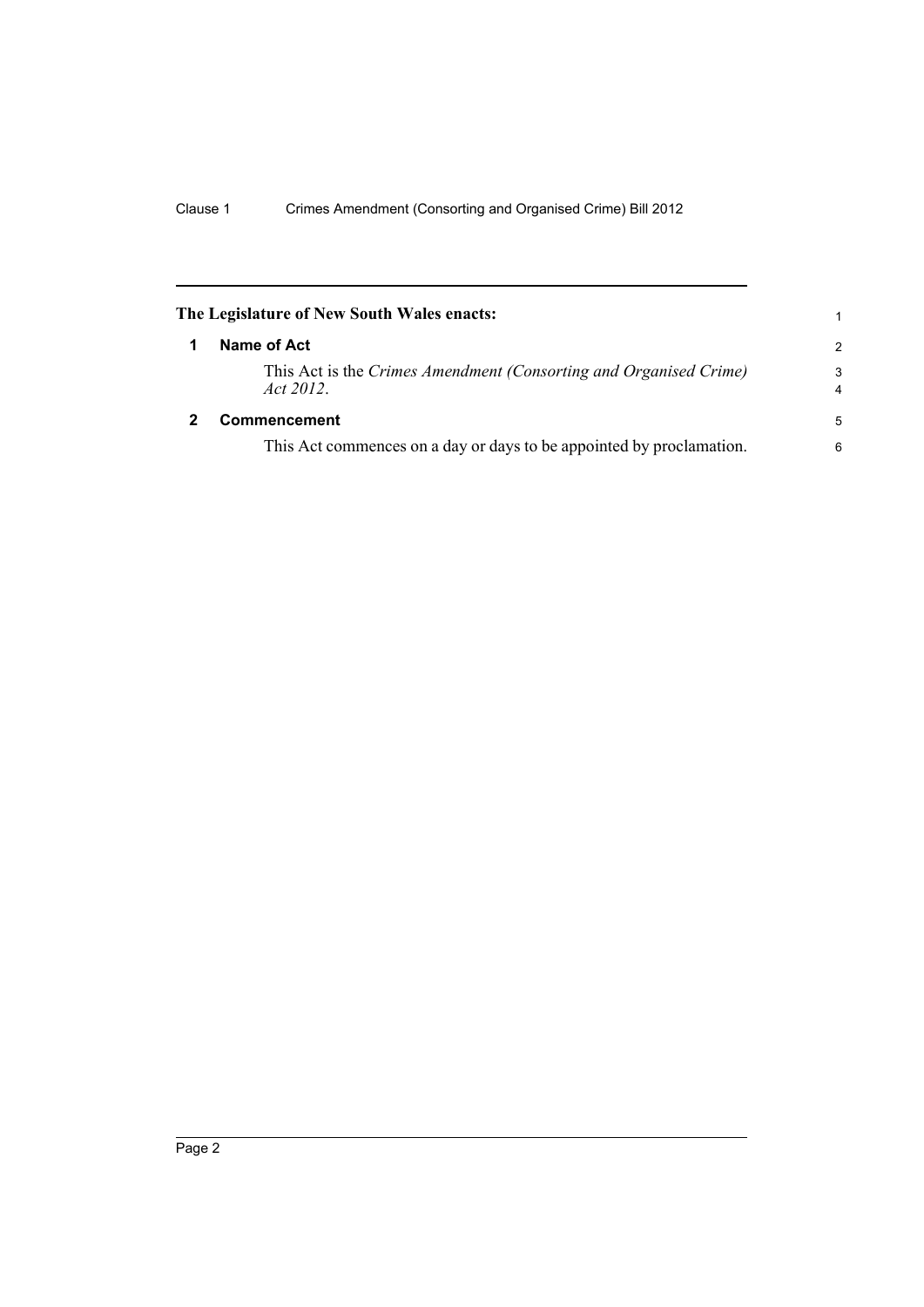**The Legislature of New South Wales enacts:**

## 1 Name of Act

This Act is the *Crimes Amendment (Consorting and Organised Crime) Act 2012*.

## 2 Commencement

This Act commences on a day or days to be appointed by proclamation.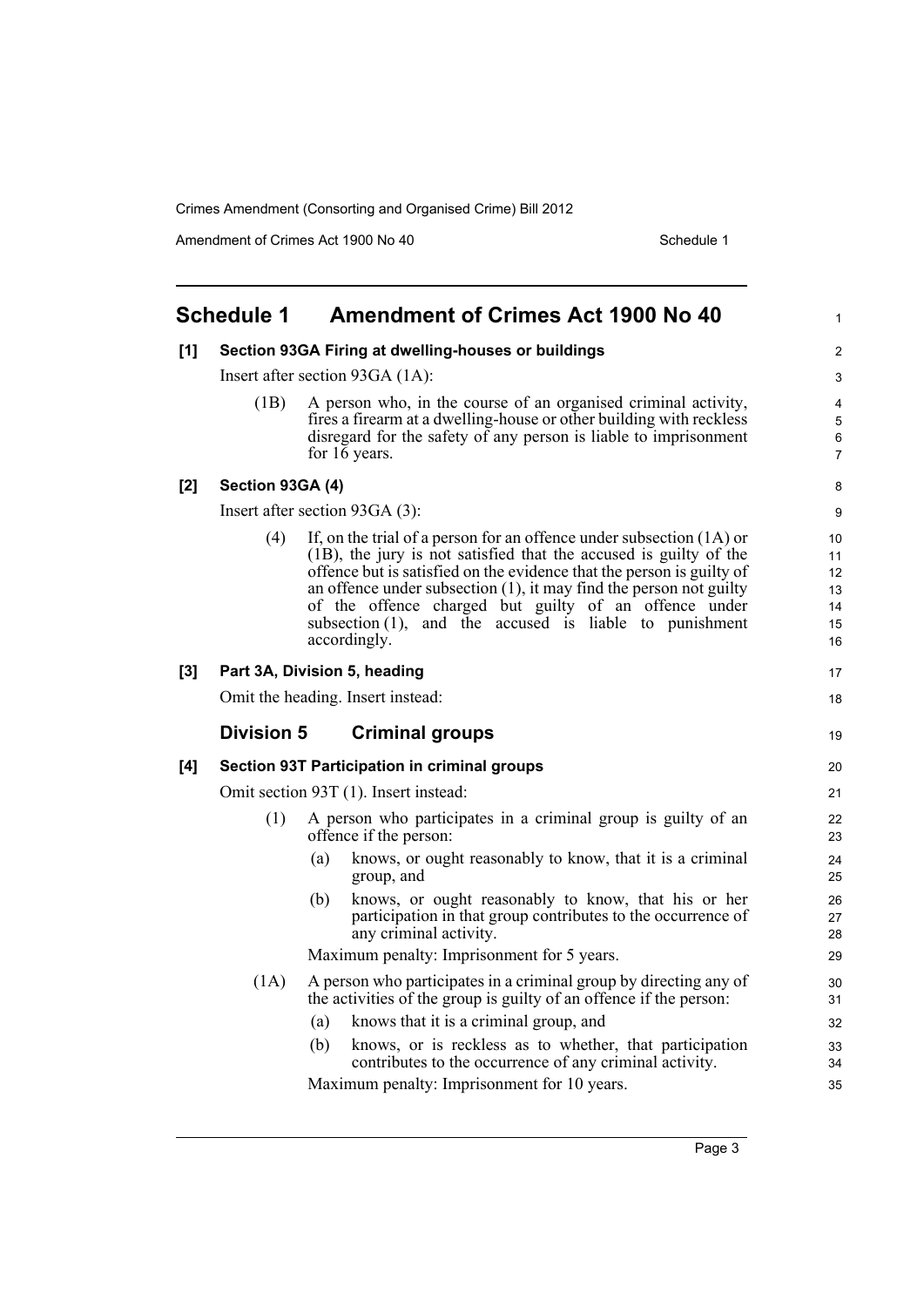# Schedule 1 Amendment of Crimes Act 1900 No 40

**[1] Section 93GA Firing at dwelling-houses or buildings**

Insert after section 93GA (1A):

(1B) A person who, in the course of an organised criminal activity, fires a firearm at a dwelling-house or other building with reckless disregard for the safety of any person is liable to imprisonment for 16 years.

**[2] Section 93GA (4)**

Insert after section 93GA (3):

(4) If, on the trial of a person for an offence under subsection (1A) or (1B), the jury is not satisfied that the accused is guilty of the offence but is satisfied on the evidence that the person is guilty of an offence under subsection (1), it may find the person not guilty of the offence charged but guilty of an offence under subsection (1), and the accused is liable to punishment accordingly.

**[3] Part 3A, Division 5, heading**

Omit the heading. Insert instead:

## Division 5 Criminal groups

**[4] Section 93T Participation in criminal groups**

Omit section 93T (1). Insert instead:

(1) A person who participates in a criminal group is guilty of an offence if the person:

(a) knows, or ought reasonably to know, that it is a criminal group, and

(b) knows, or ought reasonably to know, that his or her participation in that group contributes to the occurrence of any criminal activity.

Maximum penalty: Imprisonment for 5 years.

(1A) A person who participates in a criminal group by directing any of the activities of the group is guilty of an offence if the person:

(a) knows that it is a criminal group, and

(b) knows, or is reckless as to whether, that participation contributes to the occurrence of any criminal activity.

Maximum penalty: Imprisonment for 10 years.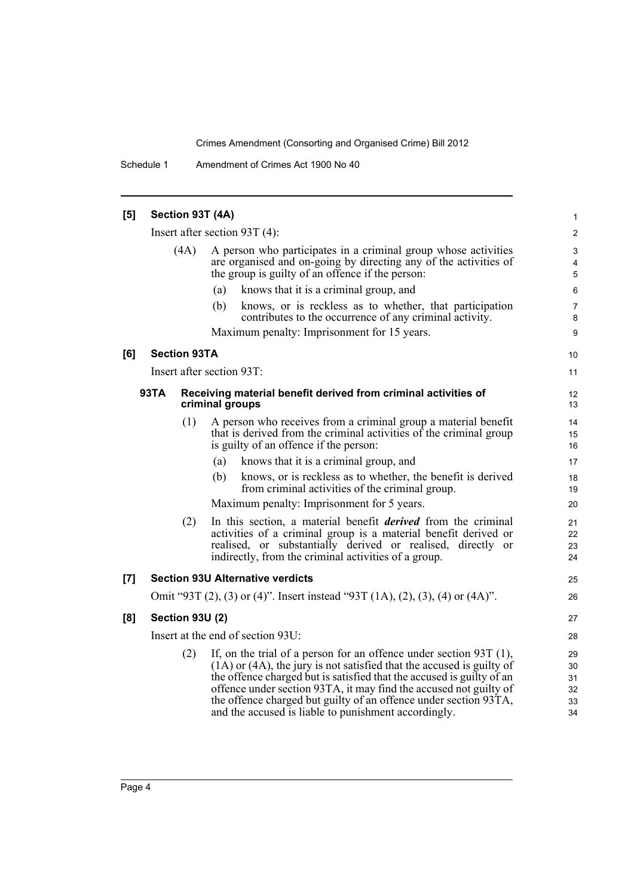**[5] Section 93T (4A)**

Insert after section 93T (4):

(4A) A person who participates in a criminal group whose activities are organised and on-going by directing any of the activities of the group is guilty of an offence if the person:

(a) knows that it is a criminal group, and

(b) knows, or is reckless as to whether, that participation contributes to the occurrence of any criminal activity.

Maximum penalty: Imprisonment for 15 years.

**[6] Section 93TA**

Insert after section 93T:

**93TA Receiving material benefit derived from criminal activities of criminal groups**

(1) A person who receives from a criminal group a material benefit that is derived from the criminal activities of the criminal group is guilty of an offence if the person:

(a) knows that it is a criminal group, and

(b) knows, or is reckless as to whether, the benefit is derived from criminal activities of the criminal group.

Maximum penalty: Imprisonment for 5 years.

(2) In this section, a material benefit ***derived*** from the criminal activities of a criminal group is a material benefit derived or realised, or substantially derived or realised, directly or indirectly, from the criminal activities of a group.

**[7] Section 93U Alternative verdicts**

Omit "93T (2), (3) or (4)". Insert instead "93T (1A), (2), (3), (4) or (4A)".

**[8] Section 93U (2)**

Insert at the end of section 93U:

(2) If, on the trial of a person for an offence under section 93T (1), (1A) or (4A), the jury is not satisfied that the accused is guilty of the offence charged but is satisfied that the accused is guilty of an offence under section 93TA, it may find the accused not guilty of the offence charged but guilty of an offence under section 93TA, and the accused is liable to punishment accordingly.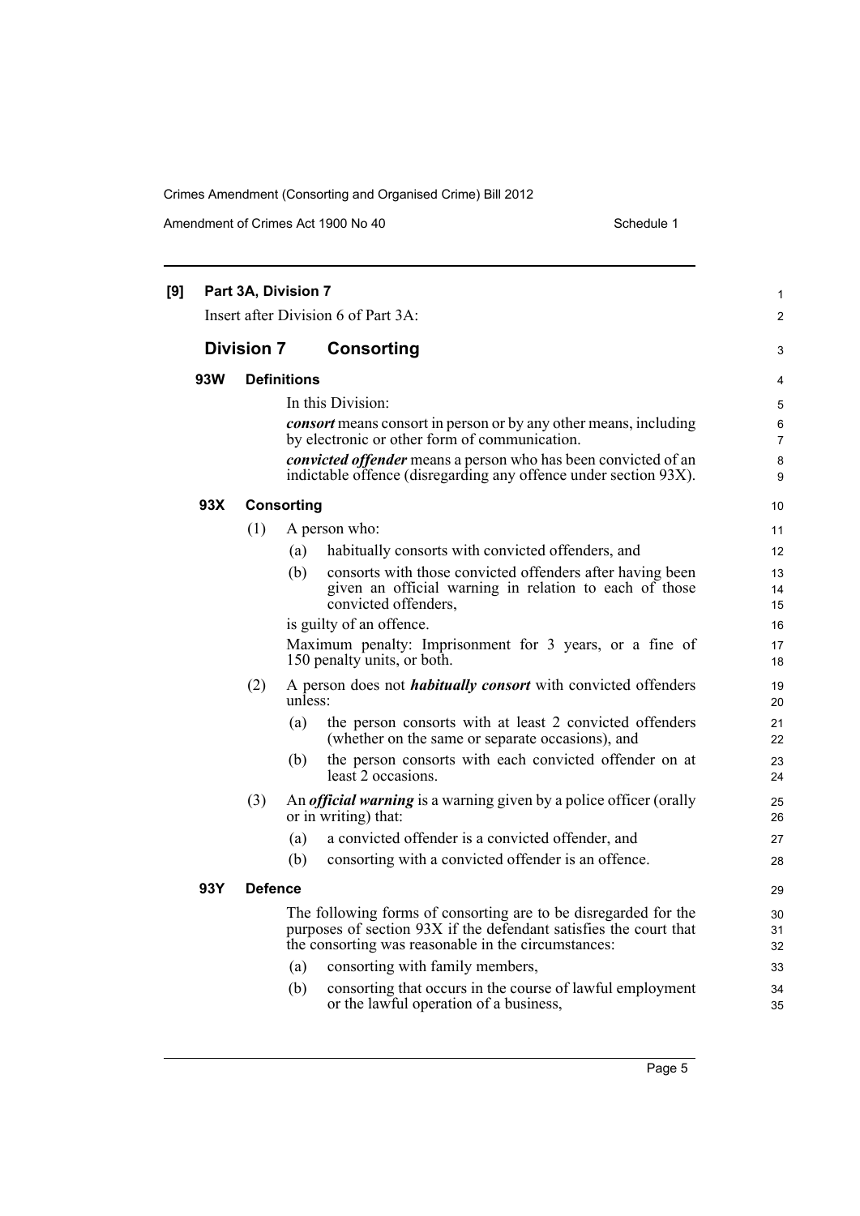**[9] Part 3A, Division 7**

Insert after Division 6 of Part 3A:

## Division 7 Consorting

### 93W Definitions

In this Division:

***consort*** means consort in person or by any other means, including by electronic or other form of communication.

***convicted offender*** means a person who has been convicted of an indictable offence (disregarding any offence under section 93X).

### 93X Consorting

(1) A person who:

(a) habitually consorts with convicted offenders, and

(b) consorts with those convicted offenders after having been given an official warning in relation to each of those convicted offenders,

is guilty of an offence.

Maximum penalty: Imprisonment for 3 years, or a fine of 150 penalty units, or both.

(2) A person does not ***habitually consort*** with convicted offenders unless:

(a) the person consorts with at least 2 convicted offenders (whether on the same or separate occasions), and

(b) the person consorts with each convicted offender on at least 2 occasions.

(3) An ***official warning*** is a warning given by a police officer (orally or in writing) that:

(a) a convicted offender is a convicted offender, and

(b) consorting with a convicted offender is an offence.

### 93Y Defence

The following forms of consorting are to be disregarded for the purposes of section 93X if the defendant satisfies the court that the consorting was reasonable in the circumstances:

(a) consorting with family members,

(b) consorting that occurs in the course of lawful employment or the lawful operation of a business,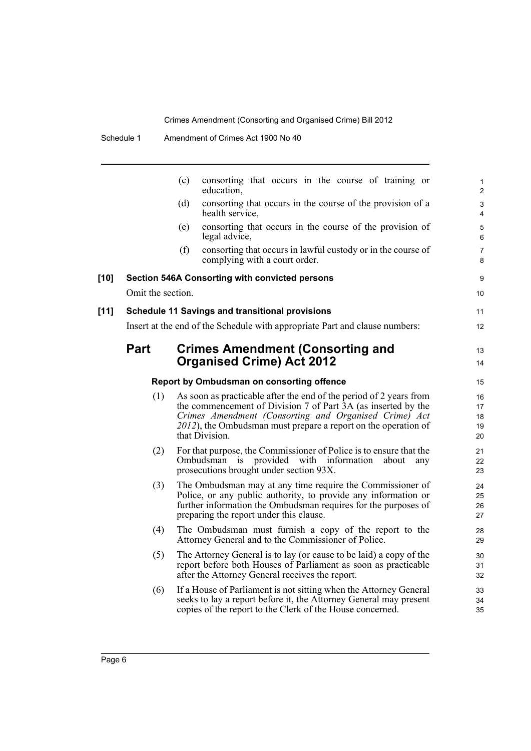(c) consorting that occurs in the course of training or education,

(d) consorting that occurs in the course of the provision of a health service,

(e) consorting that occurs in the course of the provision of legal advice,

(f) consorting that occurs in lawful custody or in the course of complying with a court order.

**[10] Section 546A Consorting with convicted persons**

Omit the section.

**[11] Schedule 11 Savings and transitional provisions**

Insert at the end of the Schedule with appropriate Part and clause numbers:

## Part Crimes Amendment (Consorting and Organised Crime) Act 2012

**Report by Ombudsman on consorting offence**

(1) As soon as practicable after the end of the period of 2 years from the commencement of Division 7 of Part 3A (as inserted by the *Crimes Amendment (Consorting and Organised Crime) Act 2012*), the Ombudsman must prepare a report on the operation of that Division.

(2) For that purpose, the Commissioner of Police is to ensure that the Ombudsman is provided with information about any prosecutions brought under section 93X.

(3) The Ombudsman may at any time require the Commissioner of Police, or any public authority, to provide any information or further information the Ombudsman requires for the purposes of preparing the report under this clause.

(4) The Ombudsman must furnish a copy of the report to the Attorney General and to the Commissioner of Police.

(5) The Attorney General is to lay (or cause to be laid) a copy of the report before both Houses of Parliament as soon as practicable after the Attorney General receives the report.

(6) If a House of Parliament is not sitting when the Attorney General seeks to lay a report before it, the Attorney General may present copies of the report to the Clerk of the House concerned.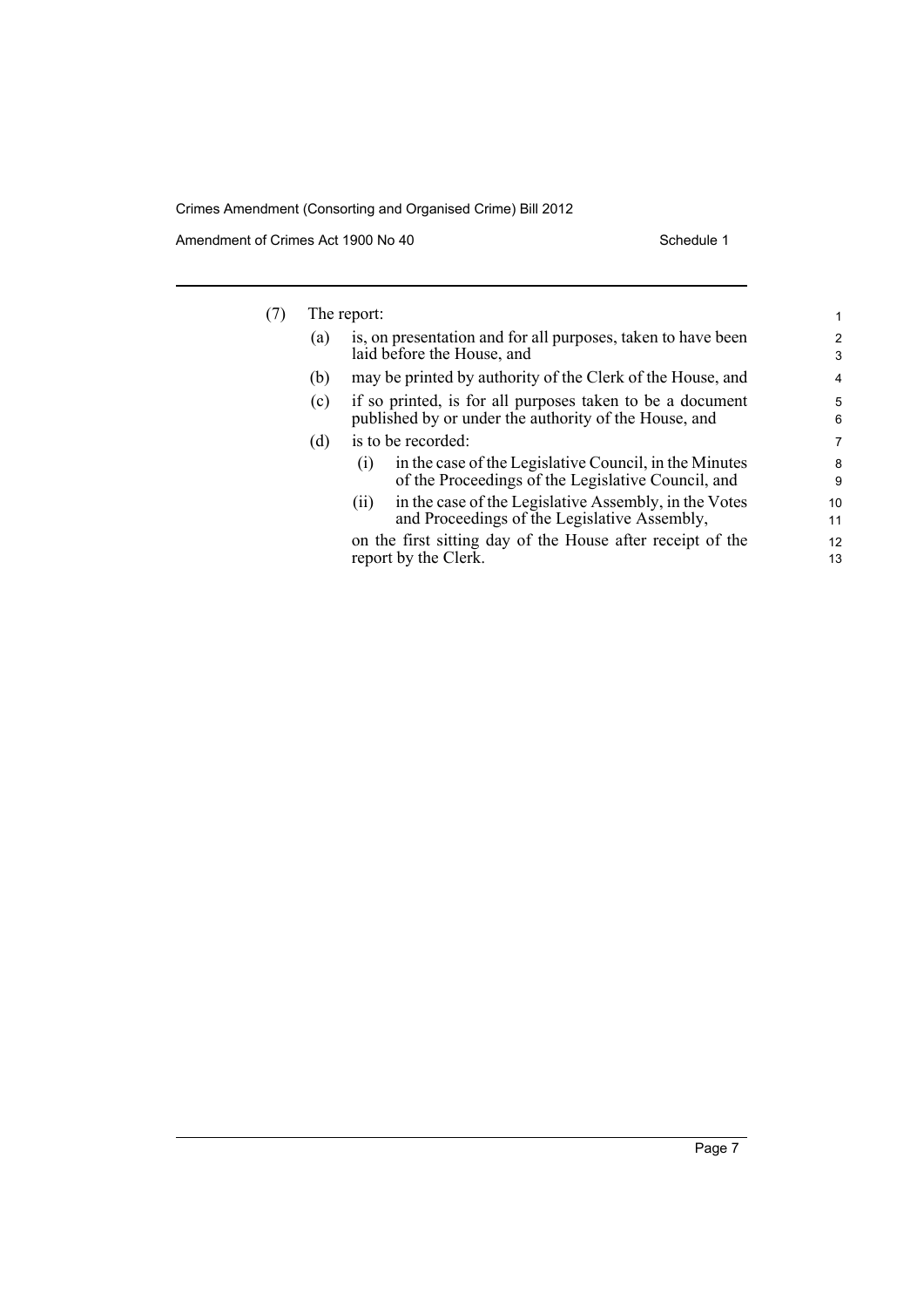(7) The report:

- (a) is, on presentation and for all purposes, taken to have been laid before the House, and
- (b) may be printed by authority of the Clerk of the House, and
- (c) if so printed, is for all purposes taken to be a document published by or under the authority of the House, and
- (d) is to be recorded:
  - (i) in the case of the Legislative Council, in the Minutes of the Proceedings of the Legislative Council, and
  - (ii) in the case of the Legislative Assembly, in the Votes and Proceedings of the Legislative Assembly,

  on the first sitting day of the House after receipt of the report by the Clerk.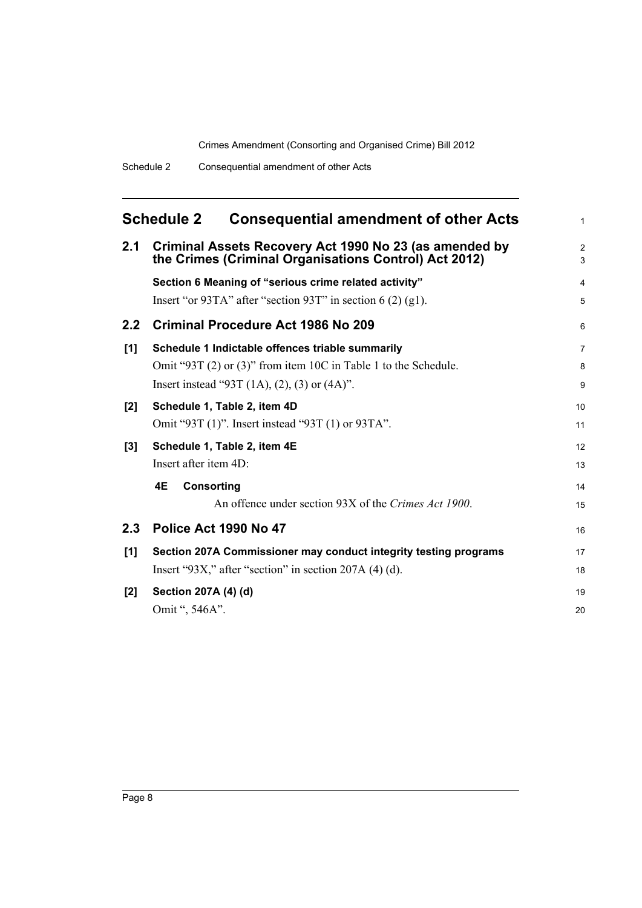## Schedule 2 Consequential amendment of other Acts

### 2.1 Criminal Assets Recovery Act 1990 No 23 (as amended by the Crimes (Criminal Organisations Control) Act 2012)

**Section 6 Meaning of "serious crime related activity"**

Insert "or 93TA" after "section 93T" in section 6 (2) (g1).

### 2.2 Criminal Procedure Act 1986 No 209

**[1] Schedule 1 Indictable offences triable summarily**

Omit "93T (2) or (3)" from item 10C in Table 1 to the Schedule.

Insert instead "93T (1A), (2), (3) or (4A)".

**[2] Schedule 1, Table 2, item 4D**

Omit "93T (1)". Insert instead "93T (1) or 93TA".

**[3] Schedule 1, Table 2, item 4E**

Insert after item 4D:

**4E Consorting**

An offence under section 93X of the *Crimes Act 1900*.

### 2.3 Police Act 1990 No 47

**[1] Section 207A Commissioner may conduct integrity testing programs**

Insert "93X," after "section" in section 207A (4) (d).

**[2] Section 207A (4) (d)**

Omit ", 546A".